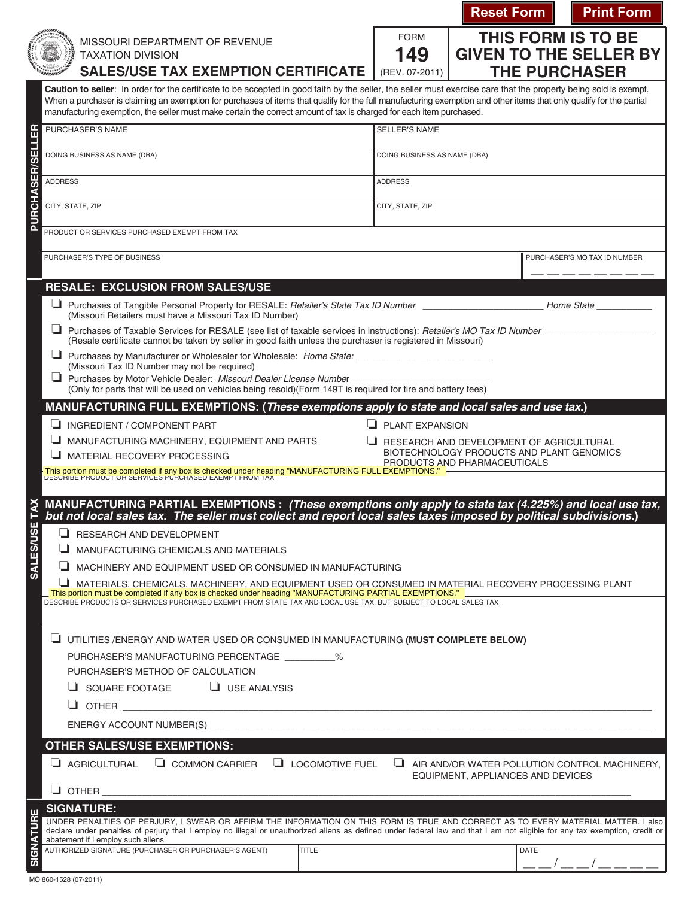Reset Form | Print Form

MISSOURI DEPARTMENT OF REVENUE
TAXATION DIVISION

# SALES/USE TAX EXEMPTION CERTIFICATE

FORM **149** (REV. 07-2011)

**THIS FORM IS TO BE GIVEN TO THE SELLER BY THE PURCHASER**

**Caution to seller**: In order for the certificate to be accepted in good faith by the seller, the seller must exercise care that the property being sold is exempt. When a purchaser is claiming an exemption for purchases of items that qualify for the full manufacturing exemption and other items that only qualify for the partial manufacturing exemption, the seller must make certain the correct amount of tax is charged for each item purchased.

## PURCHASER/SELLER

| PURCHASER'S NAME | SELLER'S NAME |
|---|---|
| DOING BUSINESS AS NAME (DBA) | DOING BUSINESS AS NAME (DBA) |
| ADDRESS | ADDRESS |
| CITY, STATE, ZIP | CITY, STATE, ZIP |

PRODUCT OR SERVICES PURCHASED EXEMPT FROM TAX

| PURCHASER'S TYPE OF BUSINESS | PURCHASER'S MO TAX ID NUMBER __ __ __ __ __ __ __ __ |
|---|---|

## SALES/USE TAX

### RESALE: EXCLUSION FROM SALES/USE

- ❑ Purchases of Tangible Personal Property for RESALE: *Retailer's State Tax ID Number* ______________________ *Home State* ___________ (Missouri Retailers must have a Missouri Tax ID Number)
- ❑ Purchases of Taxable Services for RESALE (see list of taxable services in instructions): *Retailer's MO Tax ID Number* ____________________ (Resale certificate cannot be taken by seller in good faith unless the purchaser is registered in Missouri)
- ❑ Purchases by Manufacturer or Wholesaler for Wholesale: *Home State:* __________________________ (Missouri Tax ID Number may not be required)
- ❑ Purchases by Motor Vehicle Dealer: *Missouri Dealer License Number* ___________________________ (Only for parts that will be used on vehicles being resold)(Form 149T is required for tire and battery fees)

### MANUFACTURING FULL EXEMPTIONS: (*These exemptions apply to state and local sales and use tax.*)

- ❑ INGREDIENT / COMPONENT PART
- ❑ MANUFACTURING MACHINERY, EQUIPMENT AND PARTS
- ❑ MATERIAL RECOVERY PROCESSING
- ❑ PLANT EXPANSION
- ❑ RESEARCH AND DEVELOPMENT OF AGRICULTURAL BIOTECHNOLOGY PRODUCTS AND PLANT GENOMICS PRODUCTS AND PHARMACEUTICALS

This portion must be completed if any box is checked under heading "MANUFACTURING FULL EXEMPTIONS."
DESCRIBE PRODUCT OR SERVICES PURCHASED EXEMPT FROM TAX

### MANUFACTURING PARTIAL EXEMPTIONS : (*These exemptions only apply to state tax (4.225%) and local use tax, but not local sales tax. The seller must collect and report local sales taxes imposed by political subdivisions.*)

- ❑ RESEARCH AND DEVELOPMENT
- ❑ MANUFACTURING CHEMICALS AND MATERIALS
- ❑ MACHINERY AND EQUIPMENT USED OR CONSUMED IN MANUFACTURING
- ❑ MATERIALS, CHEMICALS, MACHINERY, AND EQUIPMENT USED OR CONSUMED IN MATERIAL RECOVERY PROCESSING PLANT

This portion must be completed if any box is checked under heading "MANUFACTURING PARTIAL EXEMPTIONS."
DESCRIBE PRODUCTS OR SERVICES PURCHASED EXEMPT FROM STATE TAX AND LOCAL USE TAX, BUT SUBJECT TO LOCAL SALES TAX

❑ UTILITIES /ENERGY AND WATER USED OR CONSUMED IN MANUFACTURING **(MUST COMPLETE BELOW)**

PURCHASER'S MANUFACTURING PERCENTAGE _________%

PURCHASER'S METHOD OF CALCULATION

- ❑ SQUARE FOOTAGE
- ❑ USE ANALYSIS
- ❑ OTHER ______________________________________________

ENERGY ACCOUNT NUMBER(S) ______________________________________________

### OTHER SALES/USE EXEMPTIONS:

- ❑ AGRICULTURAL
- ❑ COMMON CARRIER
- ❑ LOCOMOTIVE FUEL
- ❑ AIR AND/OR WATER POLLUTION CONTROL MACHINERY, EQUIPMENT, APPLIANCES AND DEVICES
- ❑ OTHER ______________________________________________

## SIGNATURE

### SIGNATURE:

UNDER PENALTIES OF PERJURY, I SWEAR OR AFFIRM THE INFORMATION ON THIS FORM IS TRUE AND CORRECT AS TO EVERY MATERIAL MATTER. I also declare under penalties of perjury that I employ no illegal or unauthorized aliens as defined under federal law and that I am not eligible for any tax exemption, credit or abatement if I employ such aliens.

| AUTHORIZED SIGNATURE (PURCHASER OR PURCHASER'S AGENT) | TITLE | DATE __ __ / __ __ / __ __ __ __ |
|---|---|---|

MO 860-1528 (07-2011)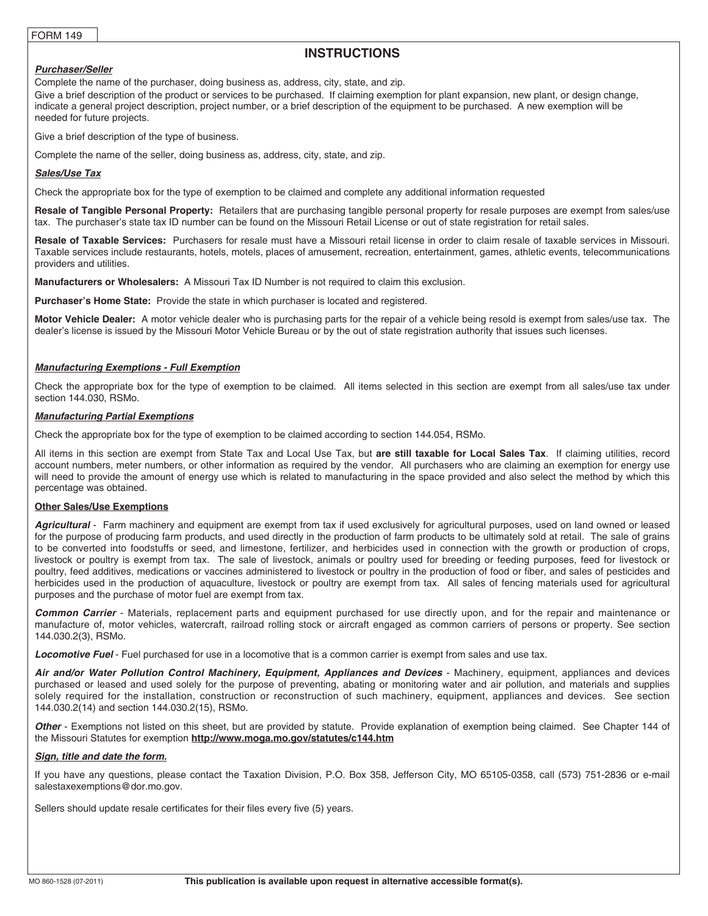FORM 149

# INSTRUCTIONS

***Purchaser/Seller***

Complete the name of the purchaser, doing business as, address, city, state, and zip.

Give a brief description of the product or services to be purchased. If claiming exemption for plant expansion, new plant, or design change, indicate a general project description, project number, or a brief description of the equipment to be purchased. A new exemption will be needed for future projects.

Give a brief description of the type of business.

Complete the name of the seller, doing business as, address, city, state, and zip.

***Sales/Use Tax***

Check the appropriate box for the type of exemption to be claimed and complete any additional information requested

**Resale of Tangible Personal Property:** Retailers that are purchasing tangible personal property for resale purposes are exempt from sales/use tax. The purchaser's state tax ID number can be found on the Missouri Retail License or out of state registration for retail sales.

**Resale of Taxable Services:** Purchasers for resale must have a Missouri retail license in order to claim resale of taxable services in Missouri. Taxable services include restaurants, hotels, motels, places of amusement, recreation, entertainment, games, athletic events, telecommunications providers and utilities.

**Manufacturers or Wholesalers:** A Missouri Tax ID Number is not required to claim this exclusion.

**Purchaser's Home State:** Provide the state in which purchaser is located and registered.

**Motor Vehicle Dealer:** A motor vehicle dealer who is purchasing parts for the repair of a vehicle being resold is exempt from sales/use tax. The dealer's license is issued by the Missouri Motor Vehicle Bureau or by the out of state registration authority that issues such licenses.

***Manufacturing Exemptions - Full Exemption***

Check the appropriate box for the type of exemption to be claimed. All items selected in this section are exempt from all sales/use tax under section 144.030, RSMo.

***Manufacturing Partial Exemptions***

Check the appropriate box for the type of exemption to be claimed according to section 144.054, RSMo.

All items in this section are exempt from State Tax and Local Use Tax, but **are still taxable for Local Sales Tax**. If claiming utilities, record account numbers, meter numbers, or other information as required by the vendor. All purchasers who are claiming an exemption for energy use will need to provide the amount of energy use which is related to manufacturing in the space provided and also select the method by which this percentage was obtained.

**Other Sales/Use Exemptions**

***Agricultural*** - Farm machinery and equipment are exempt from tax if used exclusively for agricultural purposes, used on land owned or leased for the purpose of producing farm products, and used directly in the production of farm products to be ultimately sold at retail. The sale of grains to be converted into foodstuffs or seed, and limestone, fertilizer, and herbicides used in connection with the growth or production of crops, livestock or poultry is exempt from tax. The sale of livestock, animals or poultry used for breeding or feeding purposes, feed for livestock or poultry, feed additives, medications or vaccines administered to livestock or poultry in the production of food or fiber, and sales of pesticides and herbicides used in the production of aquaculture, livestock or poultry are exempt from tax. All sales of fencing materials used for agricultural purposes and the purchase of motor fuel are exempt from tax.

***Common Carrier*** - Materials, replacement parts and equipment purchased for use directly upon, and for the repair and maintenance or manufacture of, motor vehicles, watercraft, railroad rolling stock or aircraft engaged as common carriers of persons or property. See section 144.030.2(3), RSMo.

***Locomotive Fuel*** - Fuel purchased for use in a locomotive that is a common carrier is exempt from sales and use tax.

***Air and/or Water Pollution Control Machinery, Equipment, Appliances and Devices*** - Machinery, equipment, appliances and devices purchased or leased and used solely for the purpose of preventing, abating or monitoring water and air pollution, and materials and supplies solely required for the installation, construction or reconstruction of such machinery, equipment, appliances and devices. See section 144.030.2(14) and section 144.030.2(15), RSMo.

***Other*** - Exemptions not listed on this sheet, but are provided by statute. Provide explanation of exemption being claimed. See Chapter 144 of the Missouri Statutes for exemption **http://www.moga.mo.gov/statutes/c144.htm**

***Sign, title and date the form.***

If you have any questions, please contact the Taxation Division, P.O. Box 358, Jefferson City, MO 65105-0358, call (573) 751-2836 or e-mail salestaxexemptions@dor.mo.gov.

Sellers should update resale certificates for their files every five (5) years.

MO 860-1528 (07-2011)

**This publication is available upon request in alternative accessible format(s).**